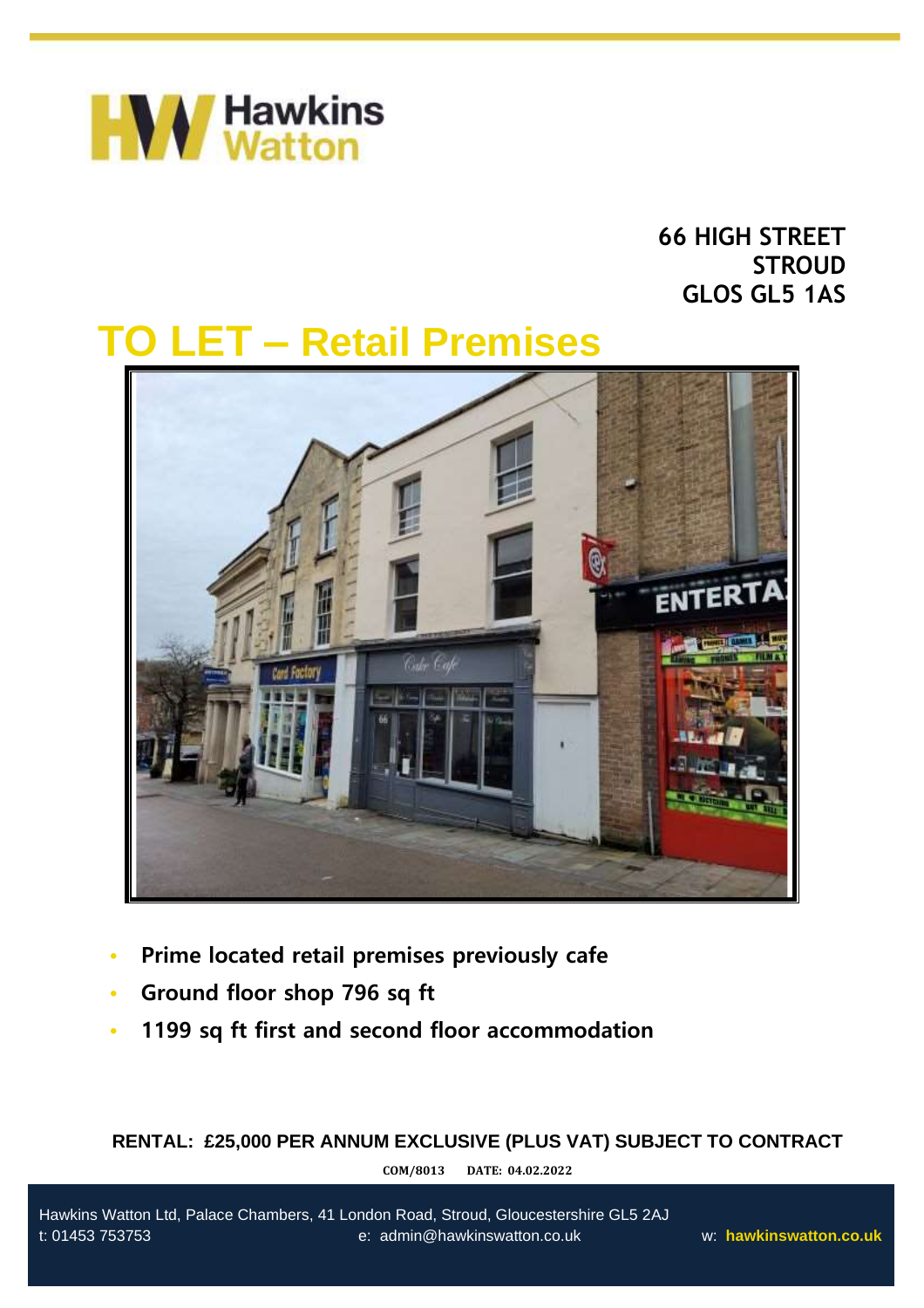Hawkins Watton

**66 HIGH STREET**
**STROUD**
**GLOS GL5 1AS**

# TO LET – Retail Premises

- **Prime located retail premises previously cafe**
- **Ground floor shop 796 sq ft**
- **1199 sq ft first and second floor accommodation**

**RENTAL: £25,000 PER ANNUM EXCLUSIVE (PLUS VAT) SUBJECT TO CONTRACT**

**COM/8013 DATE: 04.02.2022**

Hawkins Watton Ltd, Palace Chambers, 41 London Road, Stroud, Gloucestershire GL5 2AJ
t: 01453 753753 e: admin@hawkinswatton.co.uk w: **hawkinswatton.co.uk**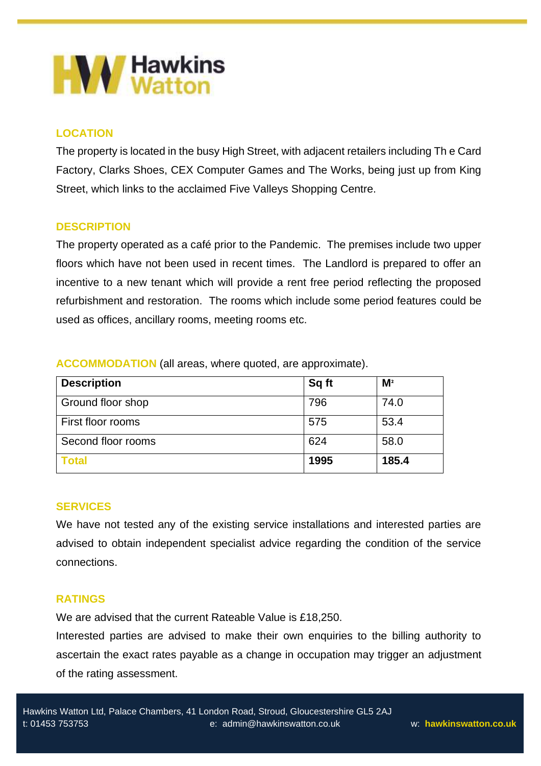## LOCATION

The property is located in the busy High Street, with adjacent retailers including Th e Card Factory, Clarks Shoes, CEX Computer Games and The Works, being just up from King Street, which links to the acclaimed Five Valleys Shopping Centre.

## DESCRIPTION

The property operated as a café prior to the Pandemic. The premises include two upper floors which have not been used in recent times. The Landlord is prepared to offer an incentive to a new tenant which will provide a rent free period reflecting the proposed refurbishment and restoration. The rooms which include some period features could be used as offices, ancillary rooms, meeting rooms etc.

## ACCOMMODATION

(all areas, where quoted, are approximate).

| Description | Sq ft | M² |
|---|---|---|
| Ground floor shop | 796 | 74.0 |
| First floor rooms | 575 | 53.4 |
| Second floor rooms | 624 | 58.0 |
| **Total** | **1995** | **185.4** |

## SERVICES

We have not tested any of the existing service installations and interested parties are advised to obtain independent specialist advice regarding the condition of the service connections.

## RATINGS

We are advised that the current Rateable Value is £18,250.

Interested parties are advised to make their own enquiries to the billing authority to ascertain the exact rates payable as a change in occupation may trigger an adjustment of the rating assessment.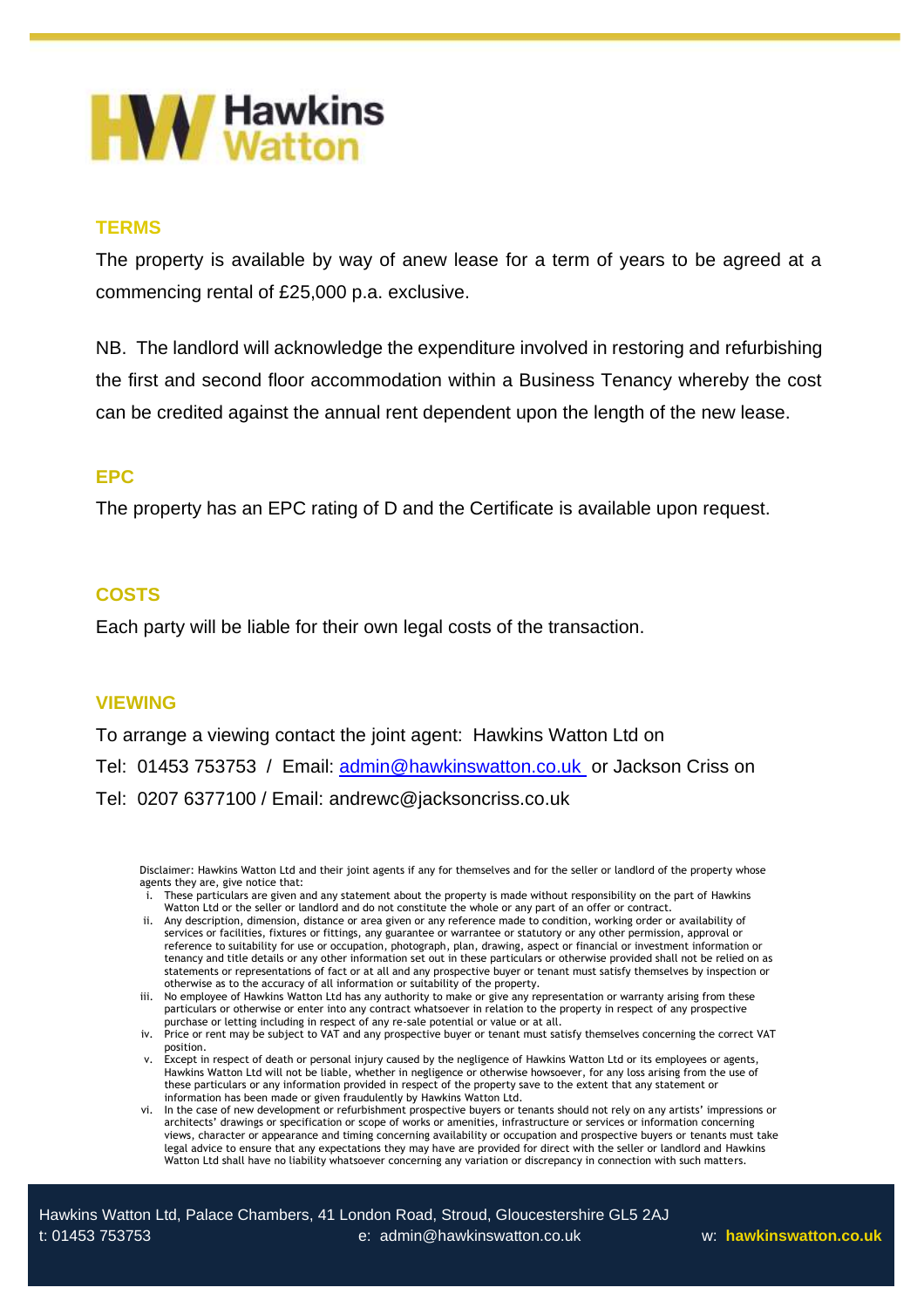## TERMS

The property is available by way of anew lease for a term of years to be agreed at a commencing rental of £25,000 p.a. exclusive.

NB. The landlord will acknowledge the expenditure involved in restoring and refurbishing the first and second floor accommodation within a Business Tenancy whereby the cost can be credited against the annual rent dependent upon the length of the new lease.

## EPC

The property has an EPC rating of D and the Certificate is available upon request.

## COSTS

Each party will be liable for their own legal costs of the transaction.

## VIEWING

To arrange a viewing contact the joint agent: Hawkins Watton Ltd on
Tel: 01453 753753 / Email: admin@hawkinswatton.co.uk or Jackson Criss on
Tel: 0207 6377100 / Email: andrewc@jacksoncriss.co.uk

Disclaimer: Hawkins Watton Ltd and their joint agents if any for themselves and for the seller or landlord of the property whose agents they are, give notice that:

i. These particulars are given and any statement about the property is made without responsibility on the part of Hawkins Watton Ltd or the seller or landlord and do not constitute the whole or any part of an offer or contract.
ii. Any description, dimension, distance or area given or any reference made to condition, working order or availability of services or facilities, fixtures or fittings, any guarantee or warrantee or statutory or any other permission, approval or reference to suitability for use or occupation, photograph, plan, drawing, aspect or financial or investment information or tenancy and title details or any other information set out in these particulars or otherwise provided shall not be relied on as statements or representations of fact or at all and any prospective buyer or tenant must satisfy themselves by inspection or otherwise as to the accuracy of all information or suitability of the property.
iii. No employee of Hawkins Watton Ltd has any authority to make or give any representation or warranty arising from these particulars or otherwise or enter into any contract whatsoever in relation to the property in respect of any prospective purchase or letting including in respect of any re-sale potential or value or at all.
iv. Price or rent may be subject to VAT and any prospective buyer or tenant must satisfy themselves concerning the correct VAT position.
v. Except in respect of death or personal injury caused by the negligence of Hawkins Watton Ltd or its employees or agents, Hawkins Watton Ltd will not be liable, whether in negligence or otherwise howsoever, for any loss arising from the use of these particulars or any information provided in respect of the property save to the extent that any statement or information has been made or given fraudulently by Hawkins Watton Ltd.
vi. In the case of new development or refurbishment prospective buyers or tenants should not rely on any artists' impressions or architects' drawings or specification or scope of works or amenities, infrastructure or services or information concerning views, character or appearance and timing concerning availability or occupation and prospective buyers or tenants must take legal advice to ensure that any expectations they may have are provided for direct with the seller or landlord and Hawkins Watton Ltd shall have no liability whatsoever concerning any variation or discrepancy in connection with such matters.

Hawkins Watton Ltd, Palace Chambers, 41 London Road, Stroud, Gloucestershire GL5 2AJ
t: 01453 753753 e: admin@hawkinswatton.co.uk w: **hawkinswatton.co.uk**